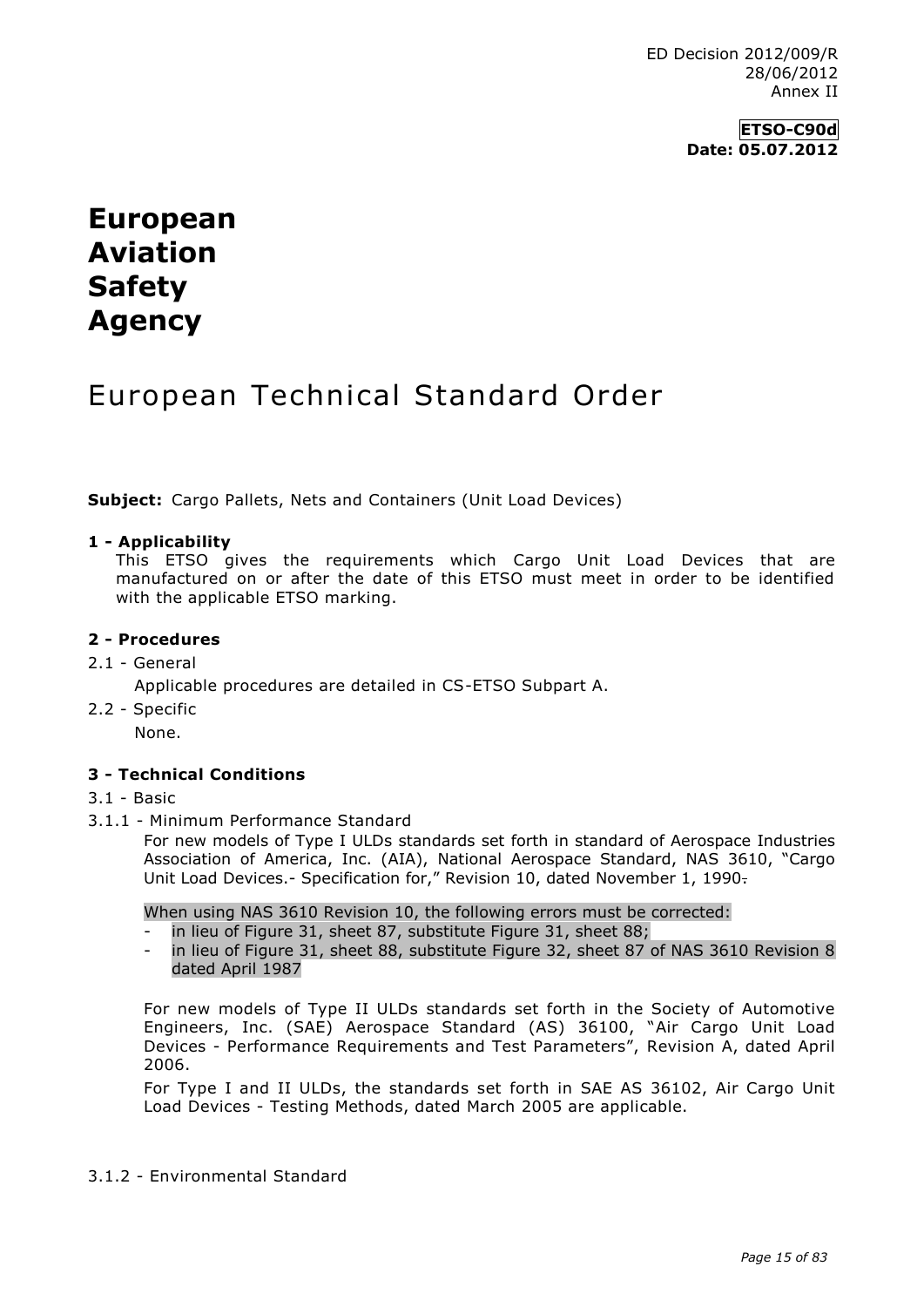ED Decision 2012/009/R
28/06/2012
Annex II

**ETSO-C90d**
**Date: 05.07.2012**

# European Aviation Safety Agency

## European Technical Standard Order

**Subject:** Cargo Pallets, Nets and Containers (Unit Load Devices)

**1 - Applicability**

This ETSO gives the requirements which Cargo Unit Load Devices that are manufactured on or after the date of this ETSO must meet in order to be identified with the applicable ETSO marking.

**2 - Procedures**

2.1 - General

Applicable procedures are detailed in CS-ETSO Subpart A.

2.2 - Specific

None.

**3 - Technical Conditions**

3.1 - Basic

3.1.1 - Minimum Performance Standard

For new models of Type I ULDs standards set forth in standard of Aerospace Industries Association of America, Inc. (AIA), National Aerospace Standard, NAS 3610, “Cargo Unit Load Devices.- Specification for,” Revision 10, dated November 1, 1990.

When using NAS 3610 Revision 10, the following errors must be corrected:

- in lieu of Figure 31, sheet 87, substitute Figure 31, sheet 88;
- in lieu of Figure 31, sheet 88, substitute Figure 32, sheet 87 of NAS 3610 Revision 8 dated April 1987

For new models of Type II ULDs standards set forth in the Society of Automotive Engineers, Inc. (SAE) Aerospace Standard (AS) 36100, “Air Cargo Unit Load Devices - Performance Requirements and Test Parameters”, Revision A, dated April 2006.

For Type I and II ULDs, the standards set forth in SAE AS 36102, Air Cargo Unit Load Devices - Testing Methods, dated March 2005 are applicable.

3.1.2 - Environmental Standard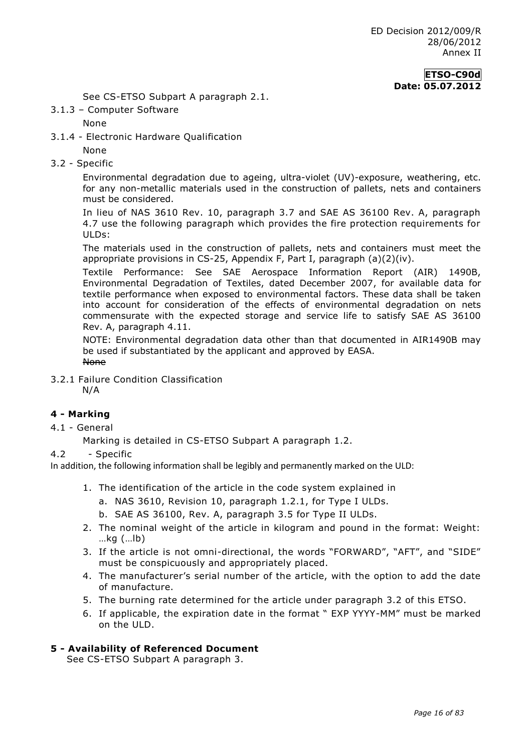See CS-ETSO Subpart A paragraph 2.1.

3.1.3 – Computer Software

None

3.1.4 - Electronic Hardware Qualification

None

3.2 - Specific

Environmental degradation due to ageing, ultra-violet (UV)-exposure, weathering, etc. for any non-metallic materials used in the construction of pallets, nets and containers must be considered.

In lieu of NAS 3610 Rev. 10, paragraph 3.7 and SAE AS 36100 Rev. A, paragraph 4.7 use the following paragraph which provides the fire protection requirements for ULDs:

The materials used in the construction of pallets, nets and containers must meet the appropriate provisions in CS-25, Appendix F, Part I, paragraph (a)(2)(iv).

Textile Performance: See SAE Aerospace Information Report (AIR) 1490B, Environmental Degradation of Textiles, dated December 2007, for available data for textile performance when exposed to environmental factors. These data shall be taken into account for consideration of the effects of environmental degradation on nets commensurate with the expected storage and service life to satisfy SAE AS 36100 Rev. A, paragraph 4.11.

NOTE: Environmental degradation data other than that documented in AIR1490B may be used if substantiated by the applicant and approved by EASA.

~~None~~

3.2.1 Failure Condition Classification

N/A

## 4 - Marking

4.1 - General

Marking is detailed in CS-ETSO Subpart A paragraph 1.2.

4.2 - Specific

In addition, the following information shall be legibly and permanently marked on the ULD:

1. The identification of the article in the code system explained in
   a. NAS 3610, Revision 10, paragraph 1.2.1, for Type I ULDs.
   b. SAE AS 36100, Rev. A, paragraph 3.5 for Type II ULDs.
2. The nominal weight of the article in kilogram and pound in the format: Weight: …kg (…lb)
3. If the article is not omni-directional, the words "FORWARD", "AFT", and "SIDE" must be conspicuously and appropriately placed.
4. The manufacturer's serial number of the article, with the option to add the date of manufacture.
5. The burning rate determined for the article under paragraph 3.2 of this ETSO.
6. If applicable, the expiration date in the format " EXP YYYY-MM" must be marked on the ULD.

## 5 - Availability of Referenced Document

See CS-ETSO Subpart A paragraph 3.